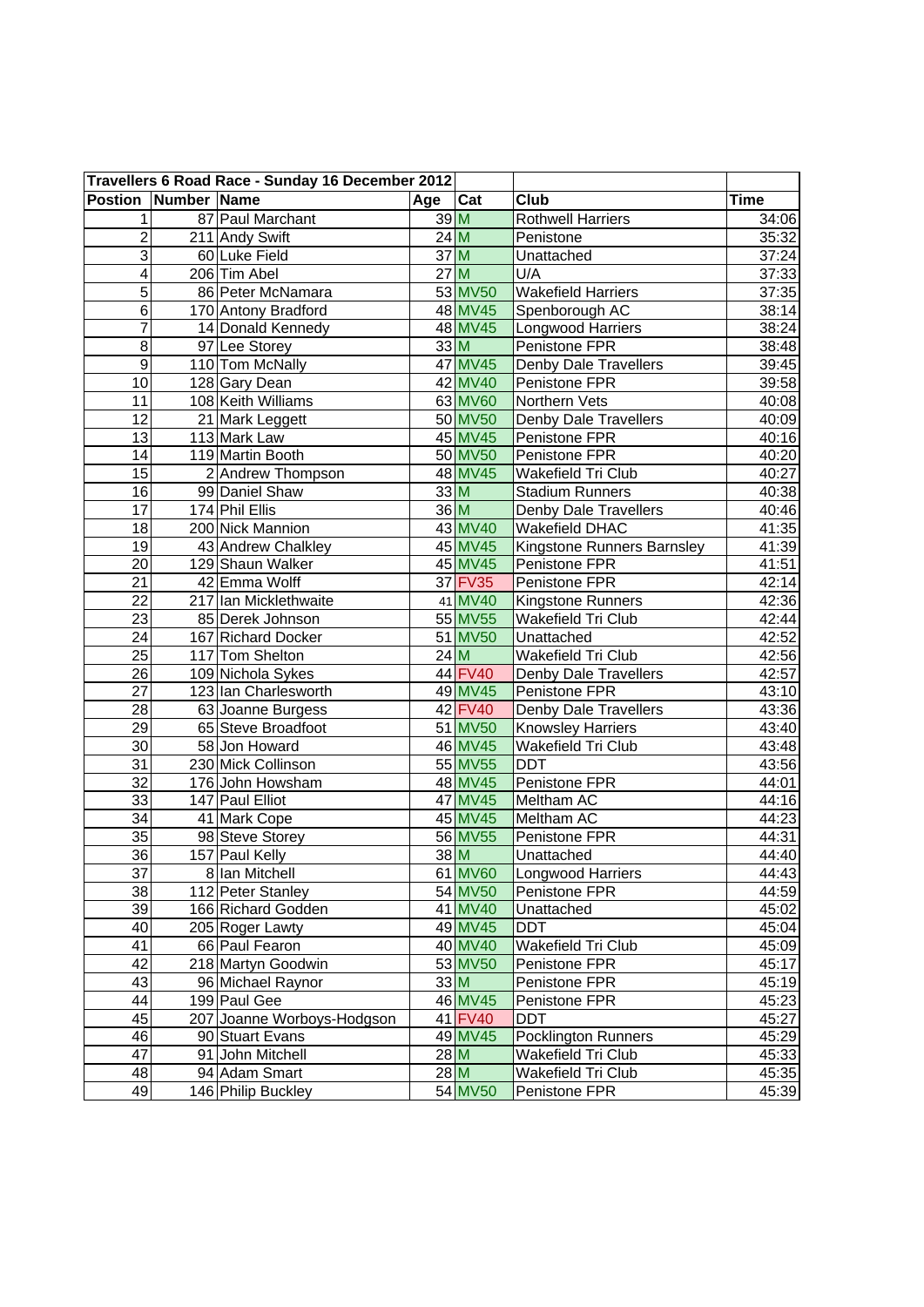| Travellers 6 Road Race - Sunday 16 December 2012 | | | | | | |
|---|---|---|---|---|---|---|
| **Postion** | **Number** | **Name** | **Age** | **Cat** | **Club** | **Time** |
| 1 | 87 | Paul Marchant | 39 | M | Rothwell Harriers | 34:06 |
| 2 | 211 | Andy Swift | 24 | M | Penistone | 35:32 |
| 3 | 60 | Luke Field | 37 | M | Unattached | 37:24 |
| 4 | 206 | Tim Abel | 27 | M | U/A | 37:33 |
| 5 | 86 | Peter McNamara | 53 | MV50 | Wakefield Harriers | 37:35 |
| 6 | 170 | Antony Bradford | 48 | MV45 | Spenborough AC | 38:14 |
| 7 | 14 | Donald Kennedy | 48 | MV45 | Longwood Harriers | 38:24 |
| 8 | 97 | Lee Storey | 33 | M | Penistone FPR | 38:48 |
| 9 | 110 | Tom McNally | 47 | MV45 | Denby Dale Travellers | 39:45 |
| 10 | 128 | Gary Dean | 42 | MV40 | Penistone FPR | 39:58 |
| 11 | 108 | Keith Williams | 63 | MV60 | Northern Vets | 40:08 |
| 12 | 21 | Mark Leggett | 50 | MV50 | Denby Dale Travellers | 40:09 |
| 13 | 113 | Mark Law | 45 | MV45 | Penistone FPR | 40:16 |
| 14 | 119 | Martin Booth | 50 | MV50 | Penistone FPR | 40:20 |
| 15 | 2 | Andrew Thompson | 48 | MV45 | Wakefield Tri Club | 40:27 |
| 16 | 99 | Daniel Shaw | 33 | M | Stadium Runners | 40:38 |
| 17 | 174 | Phil Ellis | 36 | M | Denby Dale Travellers | 40:46 |
| 18 | 200 | Nick Mannion | 43 | MV40 | Wakefield DHAC | 41:35 |
| 19 | 43 | Andrew Chalkley | 45 | MV45 | Kingstone Runners Barnsley | 41:39 |
| 20 | 129 | Shaun Walker | 45 | MV45 | Penistone FPR | 41:51 |
| 21 | 42 | Emma Wolff | 37 | FV35 | Penistone FPR | 42:14 |
| 22 | 217 | Ian Micklethwaite | 41 | MV40 | Kingstone Runners | 42:36 |
| 23 | 85 | Derek Johnson | 55 | MV55 | Wakefield Tri Club | 42:44 |
| 24 | 167 | Richard Docker | 51 | MV50 | Unattached | 42:52 |
| 25 | 117 | Tom Shelton | 24 | M | Wakefield Tri Club | 42:56 |
| 26 | 109 | Nichola Sykes | 44 | FV40 | Denby Dale Travellers | 42:57 |
| 27 | 123 | Ian Charlesworth | 49 | MV45 | Penistone FPR | 43:10 |
| 28 | 63 | Joanne Burgess | 42 | FV40 | Denby Dale Travellers | 43:36 |
| 29 | 65 | Steve Broadfoot | 51 | MV50 | Knowsley Harriers | 43:40 |
| 30 | 58 | Jon Howard | 46 | MV45 | Wakefield Tri Club | 43:48 |
| 31 | 230 | Mick Collinson | 55 | MV55 | DDT | 43:56 |
| 32 | 176 | John Howsham | 48 | MV45 | Penistone FPR | 44:01 |
| 33 | 147 | Paul Elliot | 47 | MV45 | Meltham AC | 44:16 |
| 34 | 41 | Mark Cope | 45 | MV45 | Meltham AC | 44:23 |
| 35 | 98 | Steve Storey | 56 | MV55 | Penistone FPR | 44:31 |
| 36 | 157 | Paul Kelly | 38 | M | Unattached | 44:40 |
| 37 | 8 | Ian Mitchell | 61 | MV60 | Longwood Harriers | 44:43 |
| 38 | 112 | Peter Stanley | 54 | MV50 | Penistone FPR | 44:59 |
| 39 | 166 | Richard Godden | 41 | MV40 | Unattached | 45:02 |
| 40 | 205 | Roger Lawty | 49 | MV45 | DDT | 45:04 |
| 41 | 66 | Paul Fearon | 40 | MV40 | Wakefield Tri Club | 45:09 |
| 42 | 218 | Martyn Goodwin | 53 | MV50 | Penistone FPR | 45:17 |
| 43 | 96 | Michael Raynor | 33 | M | Penistone FPR | 45:19 |
| 44 | 199 | Paul Gee | 46 | MV45 | Penistone FPR | 45:23 |
| 45 | 207 | Joanne Worboys-Hodgson | 41 | FV40 | DDT | 45:27 |
| 46 | 90 | Stuart Evans | 49 | MV45 | Pocklington Runners | 45:29 |
| 47 | 91 | John Mitchell | 28 | M | Wakefield Tri Club | 45:33 |
| 48 | 94 | Adam Smart | 28 | M | Wakefield Tri Club | 45:35 |
| 49 | 146 | Philip Buckley | 54 | MV50 | Penistone FPR | 45:39 |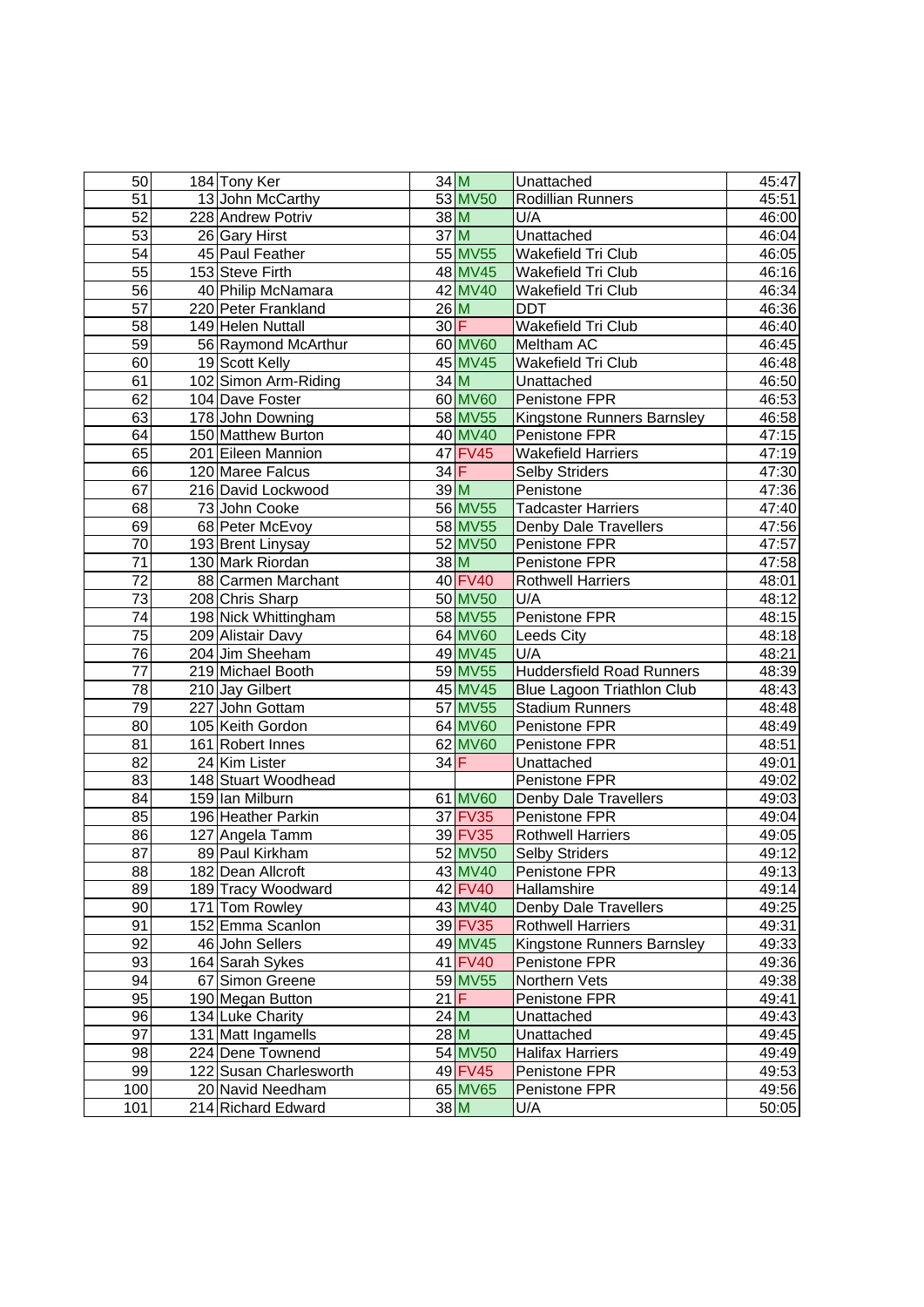| | | | | | | |
|---|---|---|---|---|---|---|
| 50 | 184 | Tony Ker | 34 | M | Unattached | 45:47 |
| 51 | 13 | John McCarthy | 53 | MV50 | Rodillian Runners | 45:51 |
| 52 | 228 | Andrew Potriv | 38 | M | U/A | 46:00 |
| 53 | 26 | Gary Hirst | 37 | M | Unattached | 46:04 |
| 54 | 45 | Paul Feather | 55 | MV55 | Wakefield Tri Club | 46:05 |
| 55 | 153 | Steve Firth | 48 | MV45 | Wakefield Tri Club | 46:16 |
| 56 | 40 | Philip McNamara | 42 | MV40 | Wakefield Tri Club | 46:34 |
| 57 | 220 | Peter Frankland | 26 | M | DDT | 46:36 |
| 58 | 149 | Helen Nuttall | 30 | F | Wakefield Tri Club | 46:40 |
| 59 | 56 | Raymond McArthur | 60 | MV60 | Meltham AC | 46:45 |
| 60 | 19 | Scott Kelly | 45 | MV45 | Wakefield Tri Club | 46:48 |
| 61 | 102 | Simon Arm-Riding | 34 | M | Unattached | 46:50 |
| 62 | 104 | Dave Foster | 60 | MV60 | Penistone FPR | 46:53 |
| 63 | 178 | John Downing | 58 | MV55 | Kingstone Runners Barnsley | 46:58 |
| 64 | 150 | Matthew Burton | 40 | MV40 | Penistone FPR | 47:15 |
| 65 | 201 | Eileen Mannion | 47 | FV45 | Wakefield Harriers | 47:19 |
| 66 | 120 | Maree Falcus | 34 | F | Selby Striders | 47:30 |
| 67 | 216 | David Lockwood | 39 | M | Penistone | 47:36 |
| 68 | 73 | John Cooke | 56 | MV55 | Tadcaster Harriers | 47:40 |
| 69 | 68 | Peter McEvoy | 58 | MV55 | Denby Dale Travellers | 47:56 |
| 70 | 193 | Brent Linysay | 52 | MV50 | Penistone FPR | 47:57 |
| 71 | 130 | Mark Riordan | 38 | M | Penistone FPR | 47:58 |
| 72 | 88 | Carmen Marchant | 40 | FV40 | Rothwell Harriers | 48:01 |
| 73 | 208 | Chris Sharp | 50 | MV50 | U/A | 48:12 |
| 74 | 198 | Nick Whittingham | 58 | MV55 | Penistone FPR | 48:15 |
| 75 | 209 | Alistair Davy | 64 | MV60 | Leeds City | 48:18 |
| 76 | 204 | Jim Sheeham | 49 | MV45 | U/A | 48:21 |
| 77 | 219 | Michael Booth | 59 | MV55 | Huddersfield Road Runners | 48:39 |
| 78 | 210 | Jay Gilbert | 45 | MV45 | Blue Lagoon Triathlon Club | 48:43 |
| 79 | 227 | John Gottam | 57 | MV55 | Stadium Runners | 48:48 |
| 80 | 105 | Keith Gordon | 64 | MV60 | Penistone FPR | 48:49 |
| 81 | 161 | Robert Innes | 62 | MV60 | Penistone FPR | 48:51 |
| 82 | 24 | Kim Lister | 34 | F | Unattached | 49:01 |
| 83 | 148 | Stuart Woodhead | | | Penistone FPR | 49:02 |
| 84 | 159 | Ian Milburn | 61 | MV60 | Denby Dale Travellers | 49:03 |
| 85 | 196 | Heather Parkin | 37 | FV35 | Penistone FPR | 49:04 |
| 86 | 127 | Angela Tamm | 39 | FV35 | Rothwell Harriers | 49:05 |
| 87 | 89 | Paul Kirkham | 52 | MV50 | Selby Striders | 49:12 |
| 88 | 182 | Dean Allcroft | 43 | MV40 | Penistone FPR | 49:13 |
| 89 | 189 | Tracy Woodward | 42 | FV40 | Hallamshire | 49:14 |
| 90 | 171 | Tom Rowley | 43 | MV40 | Denby Dale Travellers | 49:25 |
| 91 | 152 | Emma Scanlon | 39 | FV35 | Rothwell Harriers | 49:31 |
| 92 | 46 | John Sellers | 49 | MV45 | Kingstone Runners Barnsley | 49:33 |
| 93 | 164 | Sarah Sykes | 41 | FV40 | Penistone FPR | 49:36 |
| 94 | 67 | Simon Greene | 59 | MV55 | Northern Vets | 49:38 |
| 95 | 190 | Megan Button | 21 | F | Penistone FPR | 49:41 |
| 96 | 134 | Luke Charity | 24 | M | Unattached | 49:43 |
| 97 | 131 | Matt Ingamells | 28 | M | Unattached | 49:45 |
| 98 | 224 | Dene Townend | 54 | MV50 | Halifax Harriers | 49:49 |
| 99 | 122 | Susan Charlesworth | 49 | FV45 | Penistone FPR | 49:53 |
| 100 | 20 | Navid Needham | 65 | MV65 | Penistone FPR | 49:56 |
| 101 | 214 | Richard Edward | 38 | M | U/A | 50:05 |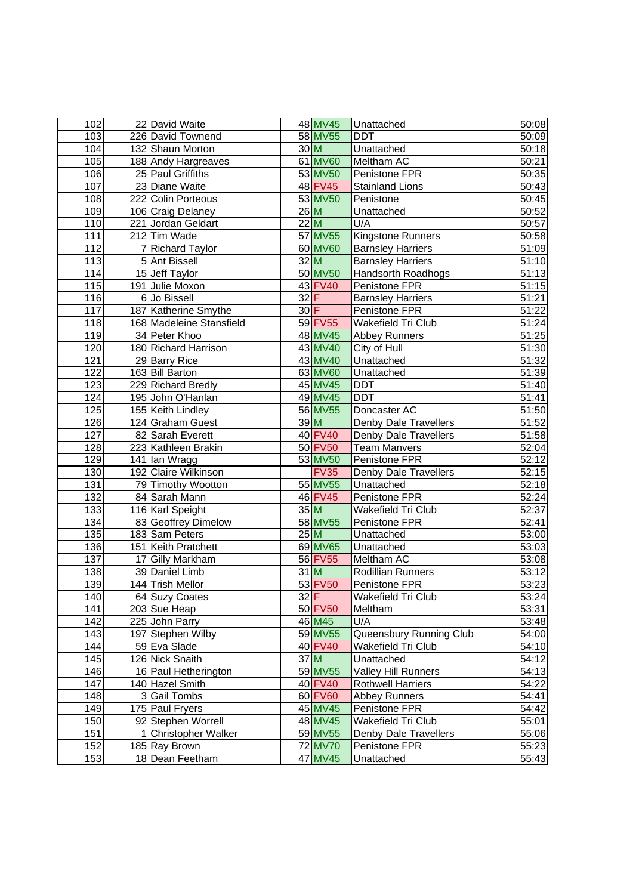| | | | | | | |
|---|---|---|---|---|---|---|
| 102 | 22 | David Waite | 48 | MV45 | Unattached | 50:08 |
| 103 | 226 | David Townend | 58 | MV55 | DDT | 50:09 |
| 104 | 132 | Shaun Morton | 30 | M | Unattached | 50:18 |
| 105 | 188 | Andy Hargreaves | 61 | MV60 | Meltham AC | 50:21 |
| 106 | 25 | Paul Griffiths | 53 | MV50 | Penistone FPR | 50:35 |
| 107 | 23 | Diane Waite | 48 | FV45 | Stainland Lions | 50:43 |
| 108 | 222 | Colin Porteous | 53 | MV50 | Penistone | 50:45 |
| 109 | 106 | Craig Delaney | 26 | M | Unattached | 50:52 |
| 110 | 221 | Jordan Geldart | 22 | M | U/A | 50:57 |
| 111 | 212 | Tim Wade | 57 | MV55 | Kingstone Runners | 50:58 |
| 112 | 7 | Richard Taylor | 60 | MV60 | Barnsley Harriers | 51:09 |
| 113 | 5 | Ant Bissell | 32 | M | Barnsley Harriers | 51:10 |
| 114 | 15 | Jeff Taylor | 50 | MV50 | Handsorth Roadhogs | 51:13 |
| 115 | 191 | Julie Moxon | 43 | FV40 | Penistone FPR | 51:15 |
| 116 | 6 | Jo Bissell | 32 | F | Barnsley Harriers | 51:21 |
| 117 | 187 | Katherine Smythe | 30 | F | Penistone FPR | 51:22 |
| 118 | 168 | Madeleine Stansfield | 59 | FV55 | Wakefield Tri Club | 51:24 |
| 119 | 34 | Peter Khoo | 48 | MV45 | Abbey Runners | 51:25 |
| 120 | 180 | Richard Harrison | 43 | MV40 | City of Hull | 51:30 |
| 121 | 29 | Barry Rice | 43 | MV40 | Unattached | 51:32 |
| 122 | 163 | Bill Barton | 63 | MV60 | Unattached | 51:39 |
| 123 | 229 | Richard Bredly | 45 | MV45 | DDT | 51:40 |
| 124 | 195 | John O'Hanlan | 49 | MV45 | DDT | 51:41 |
| 125 | 155 | Keith Lindley | 56 | MV55 | Doncaster AC | 51:50 |
| 126 | 124 | Graham Guest | 39 | M | Denby Dale Travellers | 51:52 |
| 127 | 82 | Sarah Everett | 40 | FV40 | Denby Dale Travellers | 51:58 |
| 128 | 223 | Kathleen Brakin | 50 | FV50 | Team Manvers | 52:04 |
| 129 | 141 | Ian Wragg | 53 | MV50 | Penistone FPR | 52:12 |
| 130 | 192 | Claire Wilkinson | | FV35 | Denby Dale Travellers | 52:15 |
| 131 | 79 | Timothy Wootton | 55 | MV55 | Unattached | 52:18 |
| 132 | 84 | Sarah Mann | 46 | FV45 | Penistone FPR | 52:24 |
| 133 | 116 | Karl Speight | 35 | M | Wakefield Tri Club | 52:37 |
| 134 | 83 | Geoffrey Dimelow | 58 | MV55 | Penistone FPR | 52:41 |
| 135 | 183 | Sam Peters | 25 | M | Unattached | 53:00 |
| 136 | 151 | Keith Pratchett | 69 | MV65 | Unattached | 53:03 |
| 137 | 17 | Gilly Markham | 56 | FV55 | Meltham AC | 53:08 |
| 138 | 39 | Daniel Limb | 31 | M | Rodillian Runners | 53:12 |
| 139 | 144 | Trish Mellor | 53 | FV50 | Penistone FPR | 53:23 |
| 140 | 64 | Suzy Coates | 32 | F | Wakefield Tri Club | 53:24 |
| 141 | 203 | Sue Heap | 50 | FV50 | Meltham | 53:31 |
| 142 | 225 | John Parry | 46 | M45 | U/A | 53:48 |
| 143 | 197 | Stephen Wilby | 59 | MV55 | Queensbury Running Club | 54:00 |
| 144 | 59 | Eva Slade | 40 | FV40 | Wakefield Tri Club | 54:10 |
| 145 | 126 | Nick Snaith | 37 | M | Unattached | 54:12 |
| 146 | 16 | Paul Hetherington | 59 | MV55 | Valley Hill Runners | 54:13 |
| 147 | 140 | Hazel Smith | 40 | FV40 | Rothwell Harriers | 54:22 |
| 148 | 3 | Gail Tombs | 60 | FV60 | Abbey Runners | 54:41 |
| 149 | 175 | Paul Fryers | 45 | MV45 | Penistone FPR | 54:42 |
| 150 | 92 | Stephen Worrell | 48 | MV45 | Wakefield Tri Club | 55:01 |
| 151 | 1 | Christopher Walker | 59 | MV55 | Denby Dale Travellers | 55:06 |
| 152 | 185 | Ray Brown | 72 | MV70 | Penistone FPR | 55:23 |
| 153 | 18 | Dean Feetham | 47 | MV45 | Unattached | 55:43 |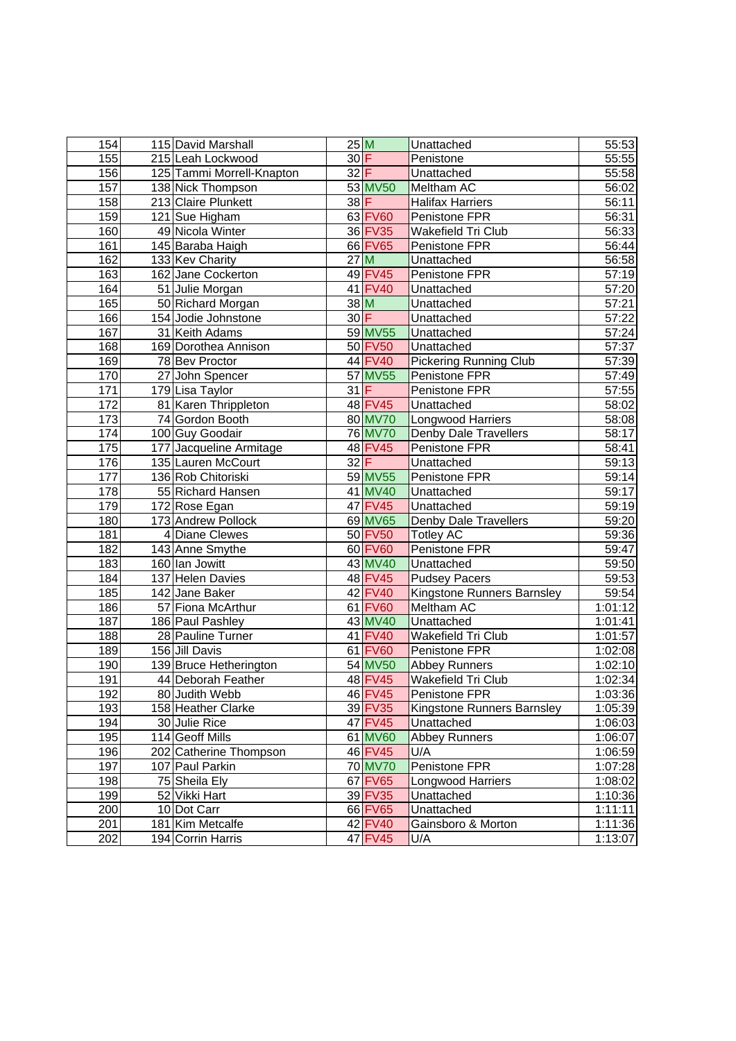| 154 | 115 | David Marshall | 25 | M | Unattached | 55:53 |
|---|---|---|---|---|---|---|
| 155 | 215 | Leah Lockwood | 30 | F | Penistone | 55:55 |
| 156 | 125 | Tammi Morrell-Knapton | 32 | F | Unattached | 55:58 |
| 157 | 138 | Nick Thompson | 53 | MV50 | Meltham AC | 56:02 |
| 158 | 213 | Claire Plunkett | 38 | F | Halifax Harriers | 56:11 |
| 159 | 121 | Sue Higham | 63 | FV60 | Penistone FPR | 56:31 |
| 160 | 49 | Nicola Winter | 36 | FV35 | Wakefield Tri Club | 56:33 |
| 161 | 145 | Baraba Haigh | 66 | FV65 | Penistone FPR | 56:44 |
| 162 | 133 | Kev Charity | 27 | M | Unattached | 56:58 |
| 163 | 162 | Jane Cockerton | 49 | FV45 | Penistone FPR | 57:19 |
| 164 | 51 | Julie Morgan | 41 | FV40 | Unattached | 57:20 |
| 165 | 50 | Richard Morgan | 38 | M | Unattached | 57:21 |
| 166 | 154 | Jodie Johnstone | 30 | F | Unattached | 57:22 |
| 167 | 31 | Keith Adams | 59 | MV55 | Unattached | 57:24 |
| 168 | 169 | Dorothea Annison | 50 | FV50 | Unattached | 57:37 |
| 169 | 78 | Bev Proctor | 44 | FV40 | Pickering Running Club | 57:39 |
| 170 | 27 | John Spencer | 57 | MV55 | Penistone FPR | 57:49 |
| 171 | 179 | Lisa Taylor | 31 | F | Penistone FPR | 57:55 |
| 172 | 81 | Karen Thrippleton | 48 | FV45 | Unattached | 58:02 |
| 173 | 74 | Gordon Booth | 80 | MV70 | Longwood Harriers | 58:08 |
| 174 | 100 | Guy Goodair | 76 | MV70 | Denby Dale Travellers | 58:17 |
| 175 | 177 | Jacqueline Armitage | 48 | FV45 | Penistone FPR | 58:41 |
| 176 | 135 | Lauren McCourt | 32 | F | Unattached | 59:13 |
| 177 | 136 | Rob Chitoriski | 59 | MV55 | Penistone FPR | 59:14 |
| 178 | 55 | Richard Hansen | 41 | MV40 | Unattached | 59:17 |
| 179 | 172 | Rose Egan | 47 | FV45 | Unattached | 59:19 |
| 180 | 173 | Andrew Pollock | 69 | MV65 | Denby Dale Travellers | 59:20 |
| 181 | 4 | Diane Clewes | 50 | FV50 | Totley AC | 59:36 |
| 182 | 143 | Anne Smythe | 60 | FV60 | Penistone FPR | 59:47 |
| 183 | 160 | Ian Jowitt | 43 | MV40 | Unattached | 59:50 |
| 184 | 137 | Helen Davies | 48 | FV45 | Pudsey Pacers | 59:53 |
| 185 | 142 | Jane Baker | 42 | FV40 | Kingstone Runners Barnsley | 59:54 |
| 186 | 57 | Fiona McArthur | 61 | FV60 | Meltham AC | 1:01:12 |
| 187 | 186 | Paul Pashley | 43 | MV40 | Unattached | 1:01:41 |
| 188 | 28 | Pauline Turner | 41 | FV40 | Wakefield Tri Club | 1:01:57 |
| 189 | 156 | Jill Davis | 61 | FV60 | Penistone FPR | 1:02:08 |
| 190 | 139 | Bruce Hetherington | 54 | MV50 | Abbey Runners | 1:02:10 |
| 191 | 44 | Deborah Feather | 48 | FV45 | Wakefield Tri Club | 1:02:34 |
| 192 | 80 | Judith Webb | 46 | FV45 | Penistone FPR | 1:03:36 |
| 193 | 158 | Heather Clarke | 39 | FV35 | Kingstone Runners Barnsley | 1:05:39 |
| 194 | 30 | Julie Rice | 47 | FV45 | Unattached | 1:06:03 |
| 195 | 114 | Geoff Mills | 61 | MV60 | Abbey Runners | 1:06:07 |
| 196 | 202 | Catherine Thompson | 46 | FV45 | U/A | 1:06:59 |
| 197 | 107 | Paul Parkin | 70 | MV70 | Penistone FPR | 1:07:28 |
| 198 | 75 | Sheila Ely | 67 | FV65 | Longwood Harriers | 1:08:02 |
| 199 | 52 | Vikki Hart | 39 | FV35 | Unattached | 1:10:36 |
| 200 | 10 | Dot Carr | 66 | FV65 | Unattached | 1:11:11 |
| 201 | 181 | Kim Metcalfe | 42 | FV40 | Gainsboro & Morton | 1:11:36 |
| 202 | 194 | Corrin Harris | 47 | FV45 | U/A | 1:13:07 |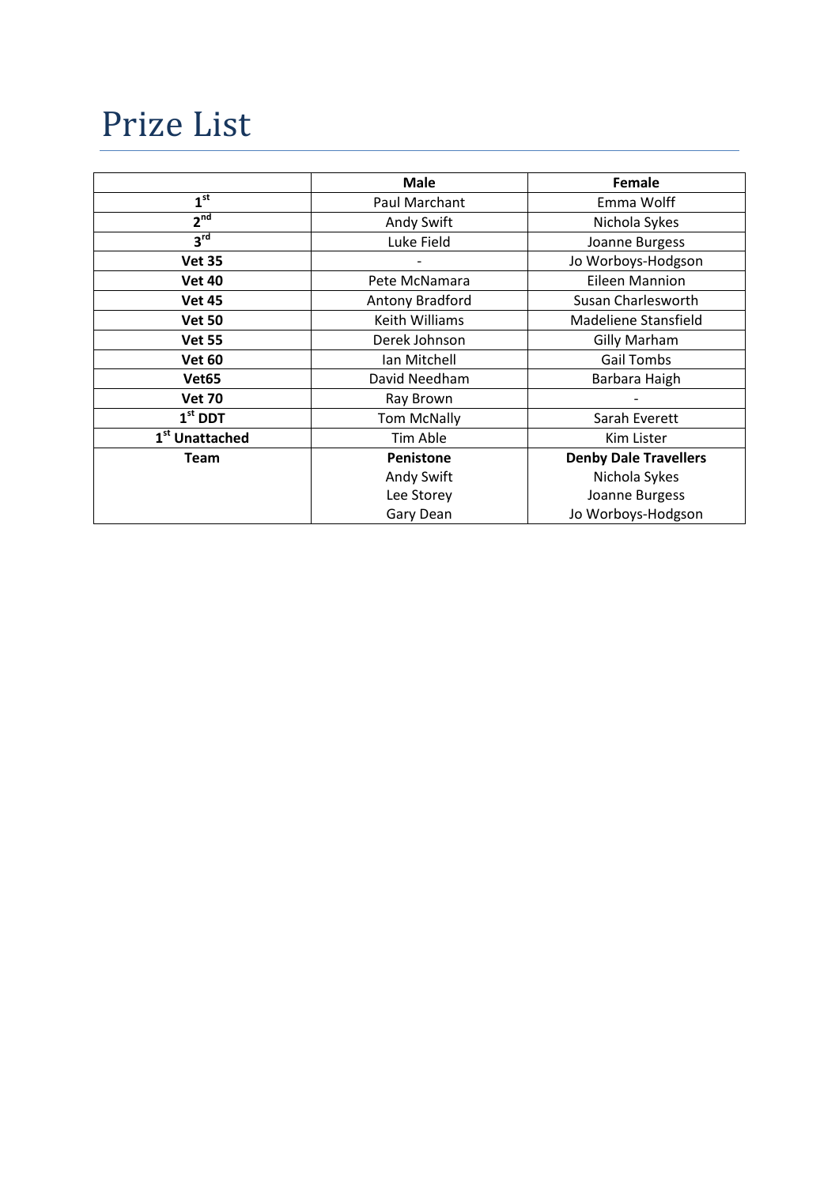# Prize List

| | Male | Female |
|---|---|---|
| **1st** | Paul Marchant | Emma Wolff |
| **2nd** | Andy Swift | Nichola Sykes |
| **3rd** | Luke Field | Joanne Burgess |
| **Vet 35** | - | Jo Worboys-Hodgson |
| **Vet 40** | Pete McNamara | Eileen Mannion |
| **Vet 45** | Antony Bradford | Susan Charlesworth |
| **Vet 50** | Keith Williams | Madeliene Stansfield |
| **Vet 55** | Derek Johnson | Gilly Marham |
| **Vet 60** | Ian Mitchell | Gail Tombs |
| **Vet65** | David Needham | Barbara Haigh |
| **Vet 70** | Ray Brown | - |
| **1st DDT** | Tom McNally | Sarah Everett |
| **1st Unattached** | Tim Able | Kim Lister |
| **Team** | **Penistone**<br>Andy Swift<br>Lee Storey<br>Gary Dean | **Denby Dale Travellers**<br>Nichola Sykes<br>Joanne Burgess<br>Jo Worboys-Hodgson |